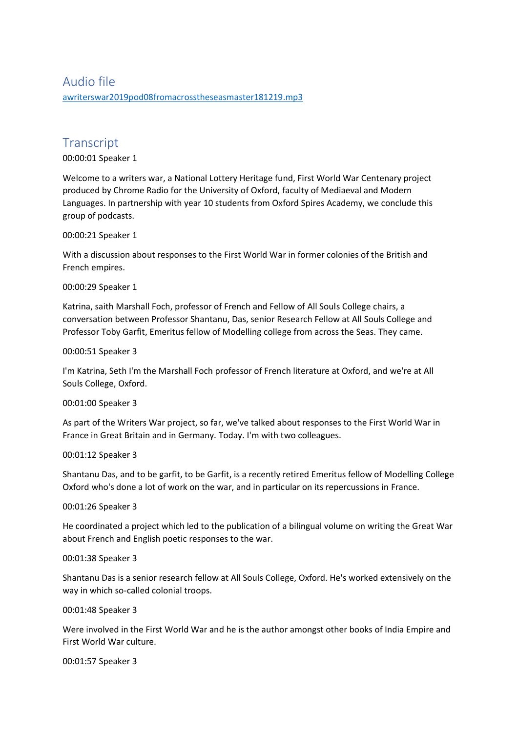## Audio file

awriterswar2019pod08fromacrosstheseasmaster181219.mp3

## Transcript

00:00:01 Speaker 1

Welcome to a writers war, a National Lottery Heritage fund, First World War Centenary project produced by Chrome Radio for the University of Oxford, faculty of Mediaeval and Modern Languages. In partnership with year 10 students from Oxford Spires Academy, we conclude this group of podcasts.

00:00:21 Speaker 1

With a discussion about responses to the First World War in former colonies of the British and French empires.

00:00:29 Speaker 1

Katrina, saith Marshall Foch, professor of French and Fellow of All Souls College chairs, a conversation between Professor Shantanu, Das, senior Research Fellow at All Souls College and Professor Toby Garfit, Emeritus fellow of Modelling college from across the Seas. They came.

00:00:51 Speaker 3

I'm Katrina, Seth I'm the Marshall Foch professor of French literature at Oxford, and we're at All Souls College, Oxford.

00:01:00 Speaker 3

As part of the Writers War project, so far, we've talked about responses to the First World War in France in Great Britain and in Germany. Today. I'm with two colleagues.

00:01:12 Speaker 3

Shantanu Das, and to be garfit, to be Garfit, is a recently retired Emeritus fellow of Modelling College Oxford who's done a lot of work on the war, and in particular on its repercussions in France.

00:01:26 Speaker 3

He coordinated a project which led to the publication of a bilingual volume on writing the Great War about French and English poetic responses to the war.

00:01:38 Speaker 3

Shantanu Das is a senior research fellow at All Souls College, Oxford. He's worked extensively on the way in which so-called colonial troops.

00:01:48 Speaker 3

Were involved in the First World War and he is the author amongst other books of India Empire and First World War culture.

00:01:57 Speaker 3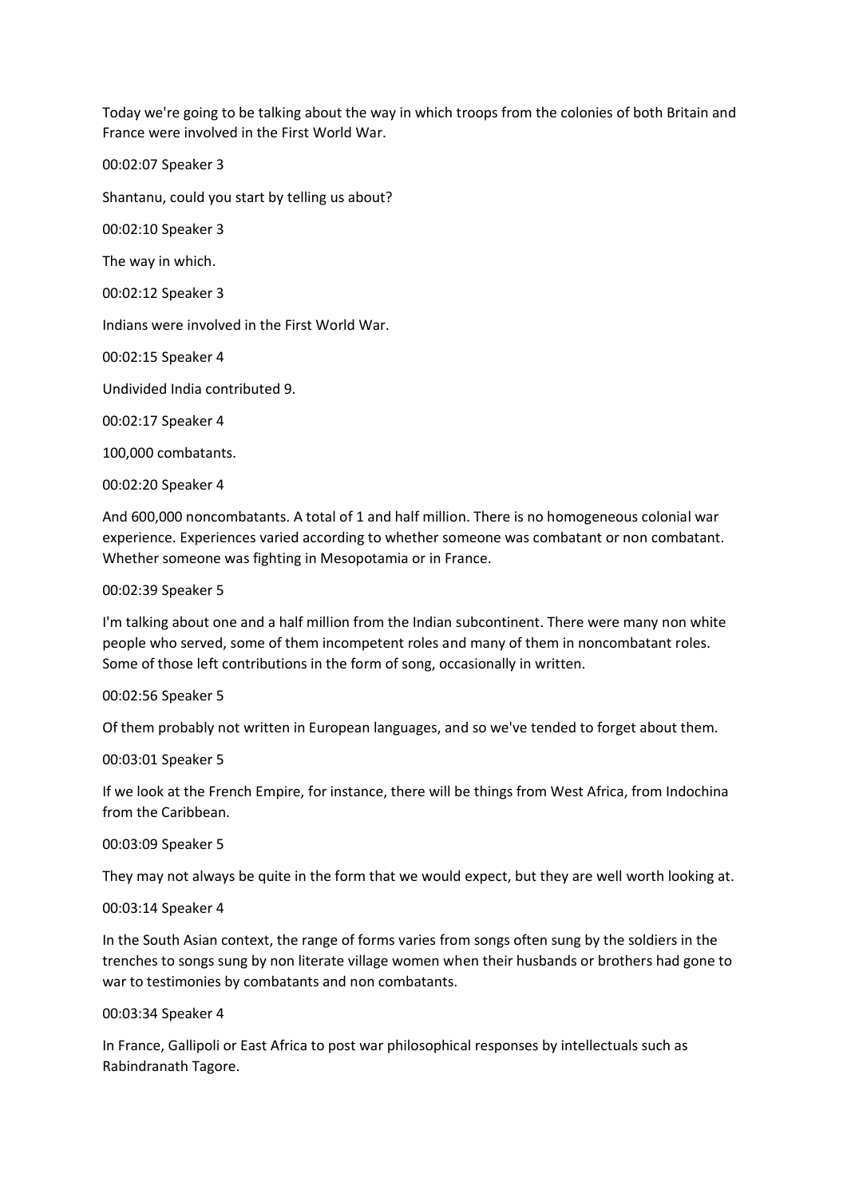Today we're going to be talking about the way in which troops from the colonies of both Britain and France were involved in the First World War.

00:02:07 Speaker 3

Shantanu, could you start by telling us about?

00:02:10 Speaker 3

The way in which.

00:02:12 Speaker 3

Indians were involved in the First World War.

00:02:15 Speaker 4

Undivided India contributed 9.

00:02:17 Speaker 4

100,000 combatants.

00:02:20 Speaker 4

And 600,000 noncombatants. A total of 1 and half million. There is no homogeneous colonial war experience. Experiences varied according to whether someone was combatant or non combatant. Whether someone was fighting in Mesopotamia or in France.

00:02:39 Speaker 5

I'm talking about one and a half million from the Indian subcontinent. There were many non white people who served, some of them incompetent roles and many of them in noncombatant roles. Some of those left contributions in the form of song, occasionally in written.

00:02:56 Speaker 5

Of them probably not written in European languages, and so we've tended to forget about them.

00:03:01 Speaker 5

If we look at the French Empire, for instance, there will be things from West Africa, from Indochina from the Caribbean.

00:03:09 Speaker 5

They may not always be quite in the form that we would expect, but they are well worth looking at.

00:03:14 Speaker 4

In the South Asian context, the range of forms varies from songs often sung by the soldiers in the trenches to songs sung by non literate village women when their husbands or brothers had gone to war to testimonies by combatants and non combatants.

00:03:34 Speaker 4

In France, Gallipoli or East Africa to post war philosophical responses by intellectuals such as Rabindranath Tagore.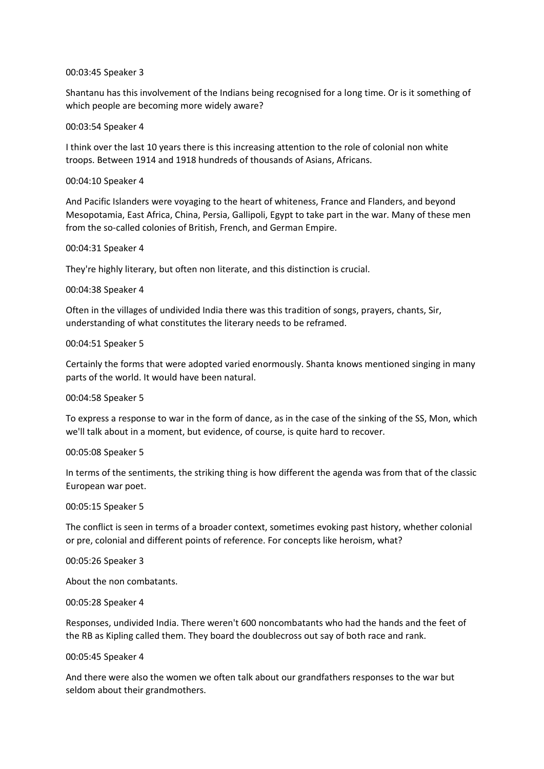00:03:45 Speaker 3

Shantanu has this involvement of the Indians being recognised for a long time. Or is it something of which people are becoming more widely aware?

00:03:54 Speaker 4

I think over the last 10 years there is this increasing attention to the role of colonial non white troops. Between 1914 and 1918 hundreds of thousands of Asians, Africans.

00:04:10 Speaker 4

And Pacific Islanders were voyaging to the heart of whiteness, France and Flanders, and beyond Mesopotamia, East Africa, China, Persia, Gallipoli, Egypt to take part in the war. Many of these men from the so-called colonies of British, French, and German Empire.

00:04:31 Speaker 4

They're highly literary, but often non literate, and this distinction is crucial.

00:04:38 Speaker 4

Often in the villages of undivided India there was this tradition of songs, prayers, chants, Sir, understanding of what constitutes the literary needs to be reframed.

00:04:51 Speaker 5

Certainly the forms that were adopted varied enormously. Shanta knows mentioned singing in many parts of the world. It would have been natural.

00:04:58 Speaker 5

To express a response to war in the form of dance, as in the case of the sinking of the SS, Mon, which we'll talk about in a moment, but evidence, of course, is quite hard to recover.

00:05:08 Speaker 5

In terms of the sentiments, the striking thing is how different the agenda was from that of the classic European war poet.

00:05:15 Speaker 5

The conflict is seen in terms of a broader context, sometimes evoking past history, whether colonial or pre, colonial and different points of reference. For concepts like heroism, what?

00:05:26 Speaker 3

About the non combatants.

00:05:28 Speaker 4

Responses, undivided India. There weren't 600 noncombatants who had the hands and the feet of the RB as Kipling called them. They board the doublecross out say of both race and rank.

00:05:45 Speaker 4

And there were also the women we often talk about our grandfathers responses to the war but seldom about their grandmothers.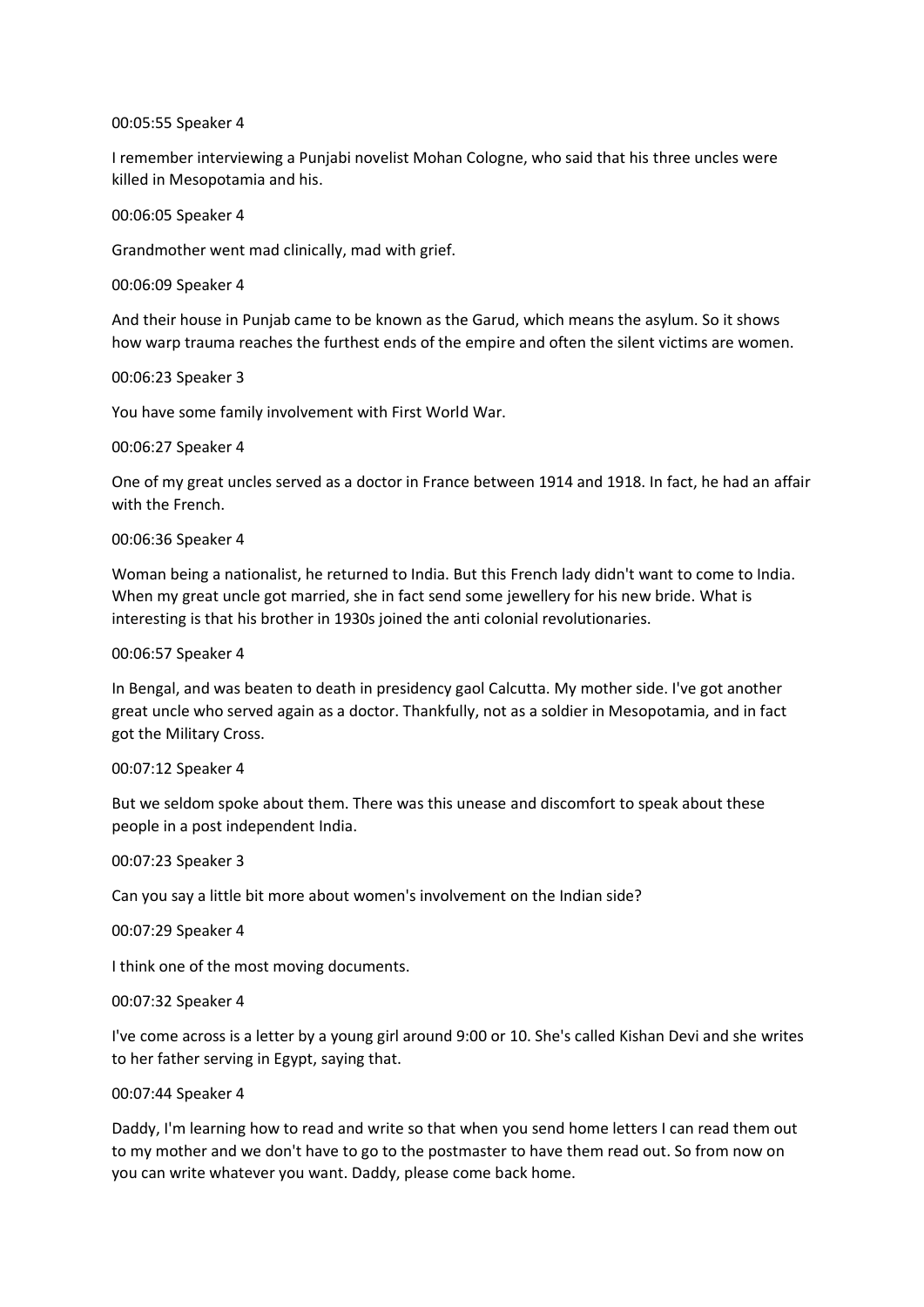00:05:55 Speaker 4

I remember interviewing a Punjabi novelist Mohan Cologne, who said that his three uncles were killed in Mesopotamia and his.

00:06:05 Speaker 4

Grandmother went mad clinically, mad with grief.

00:06:09 Speaker 4

And their house in Punjab came to be known as the Garud, which means the asylum. So it shows how warp trauma reaches the furthest ends of the empire and often the silent victims are women.

00:06:23 Speaker 3

You have some family involvement with First World War.

00:06:27 Speaker 4

One of my great uncles served as a doctor in France between 1914 and 1918. In fact, he had an affair with the French.

00:06:36 Speaker 4

Woman being a nationalist, he returned to India. But this French lady didn't want to come to India. When my great uncle got married, she in fact send some jewellery for his new bride. What is interesting is that his brother in 1930s joined the anti colonial revolutionaries.

00:06:57 Speaker 4

In Bengal, and was beaten to death in presidency gaol Calcutta. My mother side. I've got another great uncle who served again as a doctor. Thankfully, not as a soldier in Mesopotamia, and in fact got the Military Cross.

00:07:12 Speaker 4

But we seldom spoke about them. There was this unease and discomfort to speak about these people in a post independent India.

00:07:23 Speaker 3

Can you say a little bit more about women's involvement on the Indian side?

00:07:29 Speaker 4

I think one of the most moving documents.

00:07:32 Speaker 4

I've come across is a letter by a young girl around 9:00 or 10. She's called Kishan Devi and she writes to her father serving in Egypt, saying that.

00:07:44 Speaker 4

Daddy, I'm learning how to read and write so that when you send home letters I can read them out to my mother and we don't have to go to the postmaster to have them read out. So from now on you can write whatever you want. Daddy, please come back home.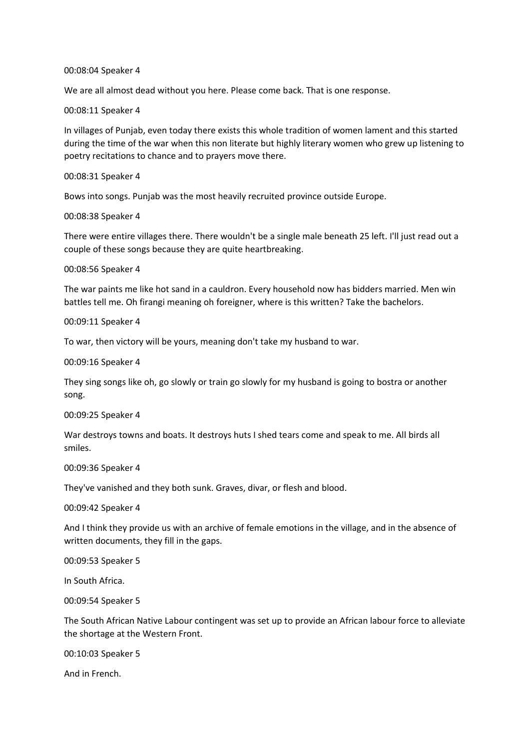00:08:04 Speaker 4

We are all almost dead without you here. Please come back. That is one response.

00:08:11 Speaker 4

In villages of Punjab, even today there exists this whole tradition of women lament and this started during the time of the war when this non literate but highly literary women who grew up listening to poetry recitations to chance and to prayers move there.

00:08:31 Speaker 4

Bows into songs. Punjab was the most heavily recruited province outside Europe.

00:08:38 Speaker 4

There were entire villages there. There wouldn't be a single male beneath 25 left. I'll just read out a couple of these songs because they are quite heartbreaking.

00:08:56 Speaker 4

The war paints me like hot sand in a cauldron. Every household now has bidders married. Men win battles tell me. Oh firangi meaning oh foreigner, where is this written? Take the bachelors.

00:09:11 Speaker 4

To war, then victory will be yours, meaning don't take my husband to war.

00:09:16 Speaker 4

They sing songs like oh, go slowly or train go slowly for my husband is going to bostra or another song.

00:09:25 Speaker 4

War destroys towns and boats. It destroys huts I shed tears come and speak to me. All birds all smiles.

00:09:36 Speaker 4

They've vanished and they both sunk. Graves, divar, or flesh and blood.

00:09:42 Speaker 4

And I think they provide us with an archive of female emotions in the village, and in the absence of written documents, they fill in the gaps.

00:09:53 Speaker 5

In South Africa.

00:09:54 Speaker 5

The South African Native Labour contingent was set up to provide an African labour force to alleviate the shortage at the Western Front.

00:10:03 Speaker 5

And in French.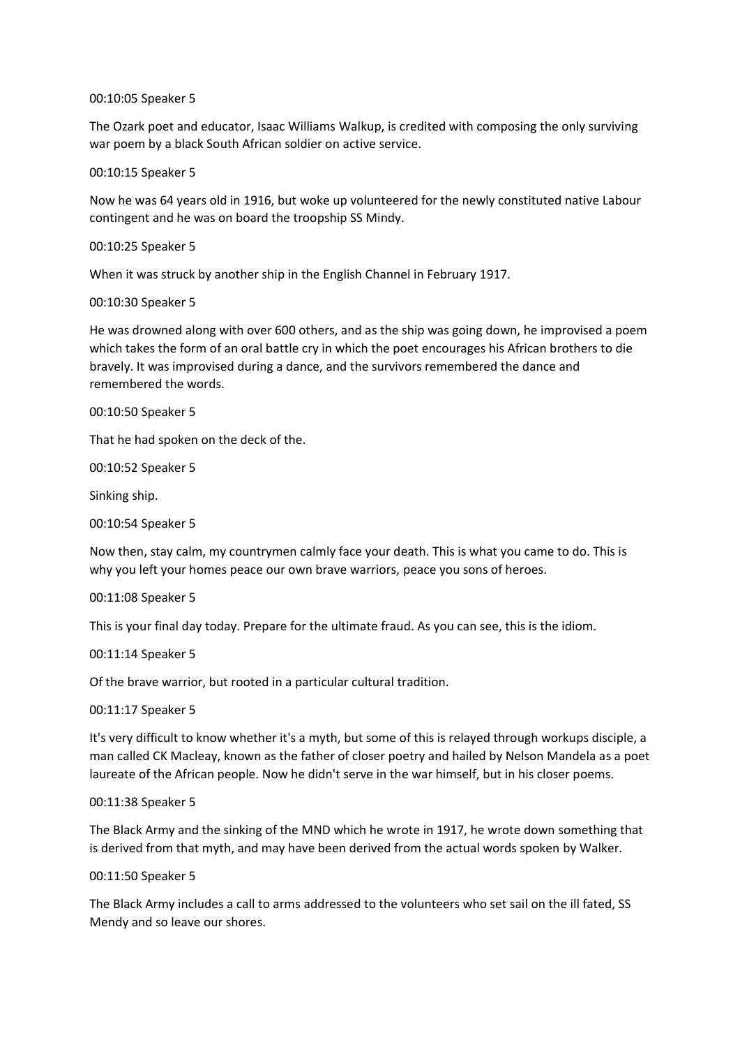00:10:05 Speaker 5

The Ozark poet and educator, Isaac Williams Walkup, is credited with composing the only surviving war poem by a black South African soldier on active service.

00:10:15 Speaker 5

Now he was 64 years old in 1916, but woke up volunteered for the newly constituted native Labour contingent and he was on board the troopship SS Mindy.

00:10:25 Speaker 5

When it was struck by another ship in the English Channel in February 1917.

00:10:30 Speaker 5

He was drowned along with over 600 others, and as the ship was going down, he improvised a poem which takes the form of an oral battle cry in which the poet encourages his African brothers to die bravely. It was improvised during a dance, and the survivors remembered the dance and remembered the words.

00:10:50 Speaker 5

That he had spoken on the deck of the.

00:10:52 Speaker 5

Sinking ship.

00:10:54 Speaker 5

Now then, stay calm, my countrymen calmly face your death. This is what you came to do. This is why you left your homes peace our own brave warriors, peace you sons of heroes.

00:11:08 Speaker 5

This is your final day today. Prepare for the ultimate fraud. As you can see, this is the idiom.

00:11:14 Speaker 5

Of the brave warrior, but rooted in a particular cultural tradition.

00:11:17 Speaker 5

It's very difficult to know whether it's a myth, but some of this is relayed through workups disciple, a man called CK Macleay, known as the father of closer poetry and hailed by Nelson Mandela as a poet laureate of the African people. Now he didn't serve in the war himself, but in his closer poems.

00:11:38 Speaker 5

The Black Army and the sinking of the MND which he wrote in 1917, he wrote down something that is derived from that myth, and may have been derived from the actual words spoken by Walker.

00:11:50 Speaker 5

The Black Army includes a call to arms addressed to the volunteers who set sail on the ill fated, SS Mendy and so leave our shores.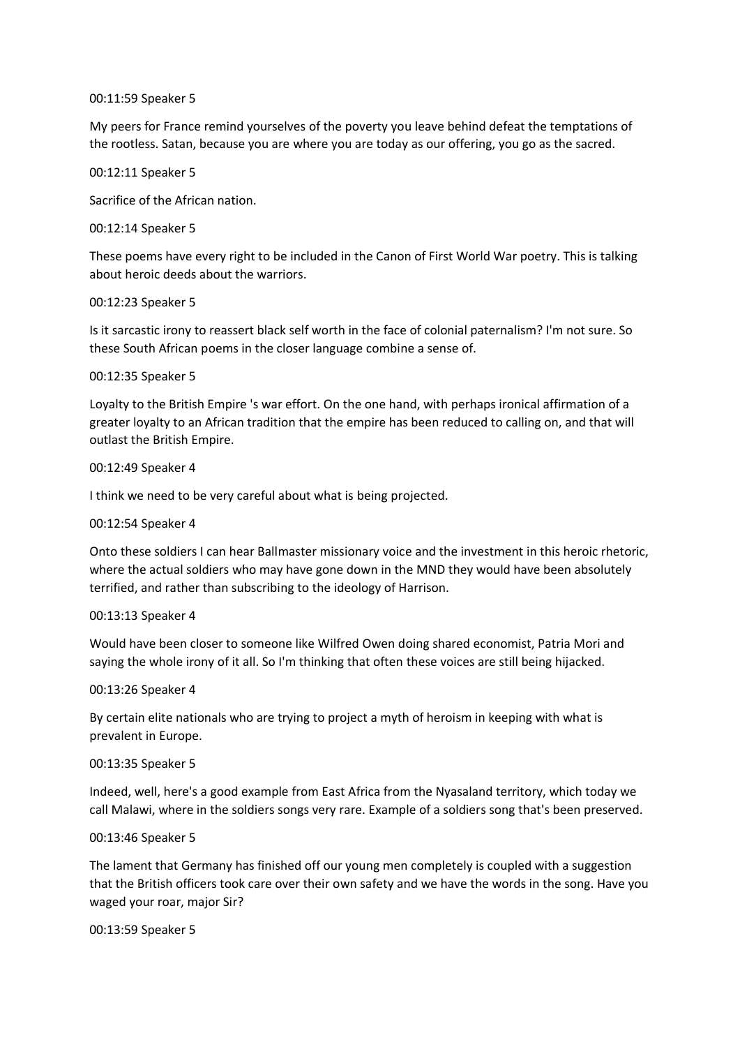00:11:59 Speaker 5

My peers for France remind yourselves of the poverty you leave behind defeat the temptations of the rootless. Satan, because you are where you are today as our offering, you go as the sacred.

00:12:11 Speaker 5

Sacrifice of the African nation.

00:12:14 Speaker 5

These poems have every right to be included in the Canon of First World War poetry. This is talking about heroic deeds about the warriors.

00:12:23 Speaker 5

Is it sarcastic irony to reassert black self worth in the face of colonial paternalism? I'm not sure. So these South African poems in the closer language combine a sense of.

00:12:35 Speaker 5

Loyalty to the British Empire 's war effort. On the one hand, with perhaps ironical affirmation of a greater loyalty to an African tradition that the empire has been reduced to calling on, and that will outlast the British Empire.

00:12:49 Speaker 4

I think we need to be very careful about what is being projected.

00:12:54 Speaker 4

Onto these soldiers I can hear Ballmaster missionary voice and the investment in this heroic rhetoric, where the actual soldiers who may have gone down in the MND they would have been absolutely terrified, and rather than subscribing to the ideology of Harrison.

00:13:13 Speaker 4

Would have been closer to someone like Wilfred Owen doing shared economist, Patria Mori and saying the whole irony of it all. So I'm thinking that often these voices are still being hijacked.

00:13:26 Speaker 4

By certain elite nationals who are trying to project a myth of heroism in keeping with what is prevalent in Europe.

00:13:35 Speaker 5

Indeed, well, here's a good example from East Africa from the Nyasaland territory, which today we call Malawi, where in the soldiers songs very rare. Example of a soldiers song that's been preserved.

00:13:46 Speaker 5

The lament that Germany has finished off our young men completely is coupled with a suggestion that the British officers took care over their own safety and we have the words in the song. Have you waged your roar, major Sir?

00:13:59 Speaker 5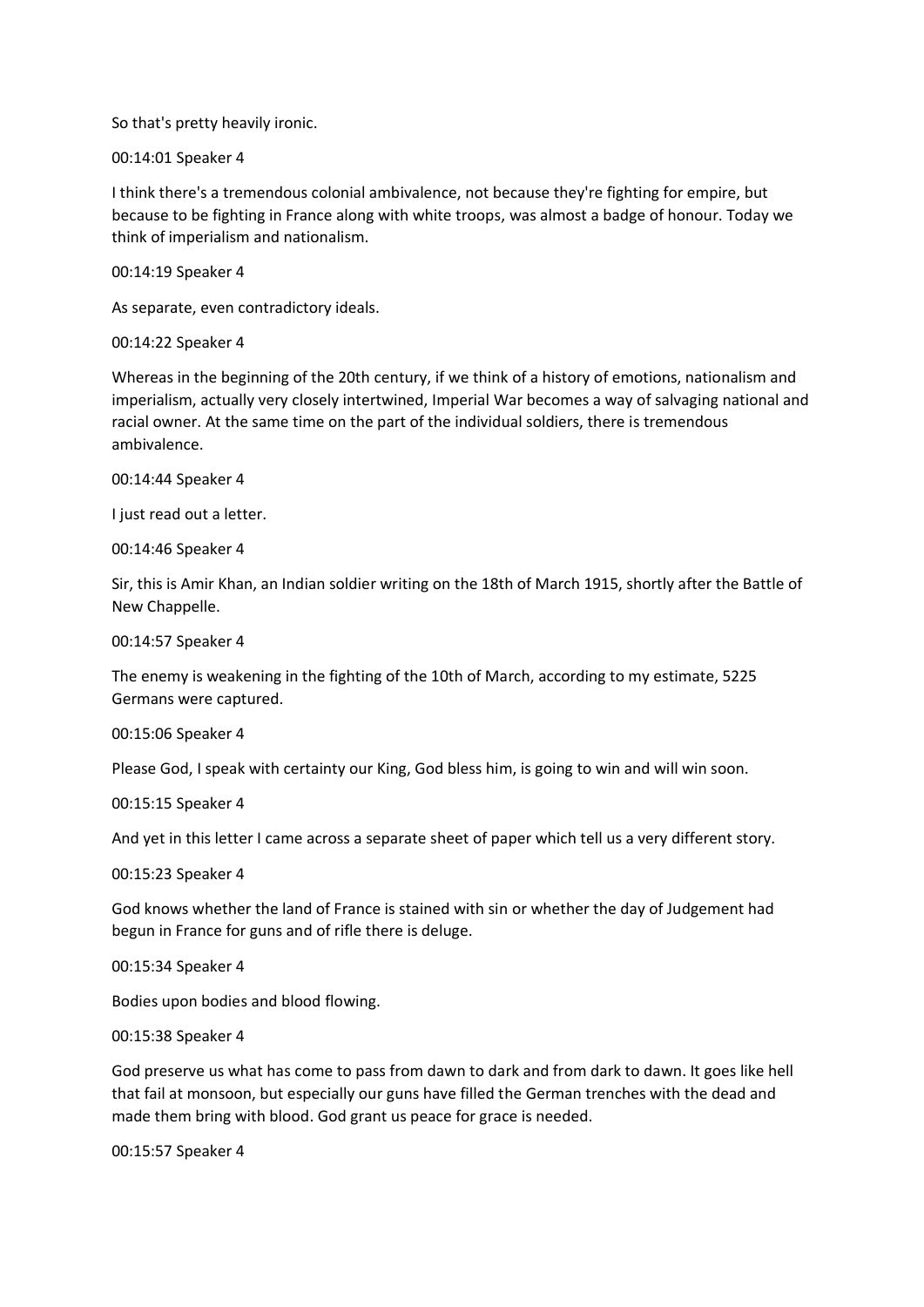So that's pretty heavily ironic.

00:14:01 Speaker 4

I think there's a tremendous colonial ambivalence, not because they're fighting for empire, but because to be fighting in France along with white troops, was almost a badge of honour. Today we think of imperialism and nationalism.

00:14:19 Speaker 4

As separate, even contradictory ideals.

00:14:22 Speaker 4

Whereas in the beginning of the 20th century, if we think of a history of emotions, nationalism and imperialism, actually very closely intertwined, Imperial War becomes a way of salvaging national and racial owner. At the same time on the part of the individual soldiers, there is tremendous ambivalence.

00:14:44 Speaker 4

I just read out a letter.

00:14:46 Speaker 4

Sir, this is Amir Khan, an Indian soldier writing on the 18th of March 1915, shortly after the Battle of New Chappelle.

00:14:57 Speaker 4

The enemy is weakening in the fighting of the 10th of March, according to my estimate, 5225 Germans were captured.

00:15:06 Speaker 4

Please God, I speak with certainty our King, God bless him, is going to win and will win soon.

00:15:15 Speaker 4

And yet in this letter I came across a separate sheet of paper which tell us a very different story.

00:15:23 Speaker 4

God knows whether the land of France is stained with sin or whether the day of Judgement had begun in France for guns and of rifle there is deluge.

00:15:34 Speaker 4

Bodies upon bodies and blood flowing.

00:15:38 Speaker 4

God preserve us what has come to pass from dawn to dark and from dark to dawn. It goes like hell that fail at monsoon, but especially our guns have filled the German trenches with the dead and made them bring with blood. God grant us peace for grace is needed.

00:15:57 Speaker 4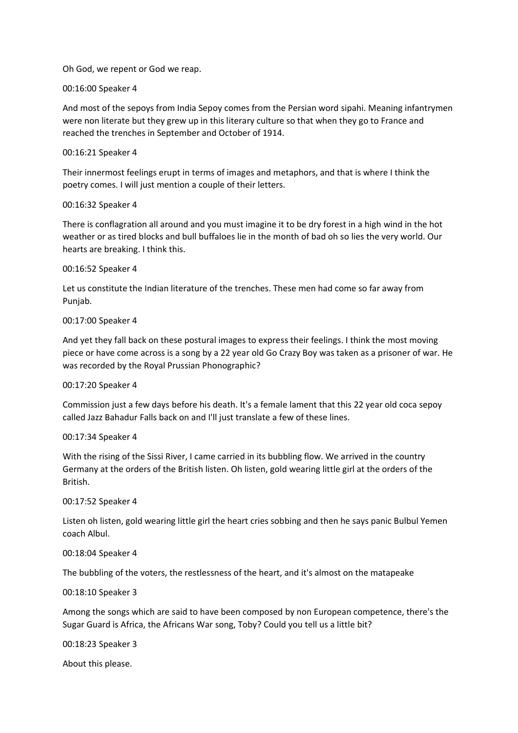Oh God, we repent or God we reap.

00:16:00 Speaker 4

And most of the sepoys from India Sepoy comes from the Persian word sipahi. Meaning infantrymen were non literate but they grew up in this literary culture so that when they go to France and reached the trenches in September and October of 1914.

00:16:21 Speaker 4

Their innermost feelings erupt in terms of images and metaphors, and that is where I think the poetry comes. I will just mention a couple of their letters.

00:16:32 Speaker 4

There is conflagration all around and you must imagine it to be dry forest in a high wind in the hot weather or as tired blocks and bull buffaloes lie in the month of bad oh so lies the very world. Our hearts are breaking. I think this.

00:16:52 Speaker 4

Let us constitute the Indian literature of the trenches. These men had come so far away from Punjab.

00:17:00 Speaker 4

And yet they fall back on these postural images to express their feelings. I think the most moving piece or have come across is a song by a 22 year old Go Crazy Boy was taken as a prisoner of war. He was recorded by the Royal Prussian Phonographic?

00:17:20 Speaker 4

Commission just a few days before his death. It's a female lament that this 22 year old coca sepoy called Jazz Bahadur Falls back on and I'll just translate a few of these lines.

00:17:34 Speaker 4

With the rising of the Sissi River, I came carried in its bubbling flow. We arrived in the country Germany at the orders of the British listen. Oh listen, gold wearing little girl at the orders of the British.

00:17:52 Speaker 4

Listen oh listen, gold wearing little girl the heart cries sobbing and then he says panic Bulbul Yemen coach Albul.

00:18:04 Speaker 4

The bubbling of the voters, the restlessness of the heart, and it's almost on the matapeake

00:18:10 Speaker 3

Among the songs which are said to have been composed by non European competence, there's the Sugar Guard is Africa, the Africans War song, Toby? Could you tell us a little bit?

00:18:23 Speaker 3

About this please.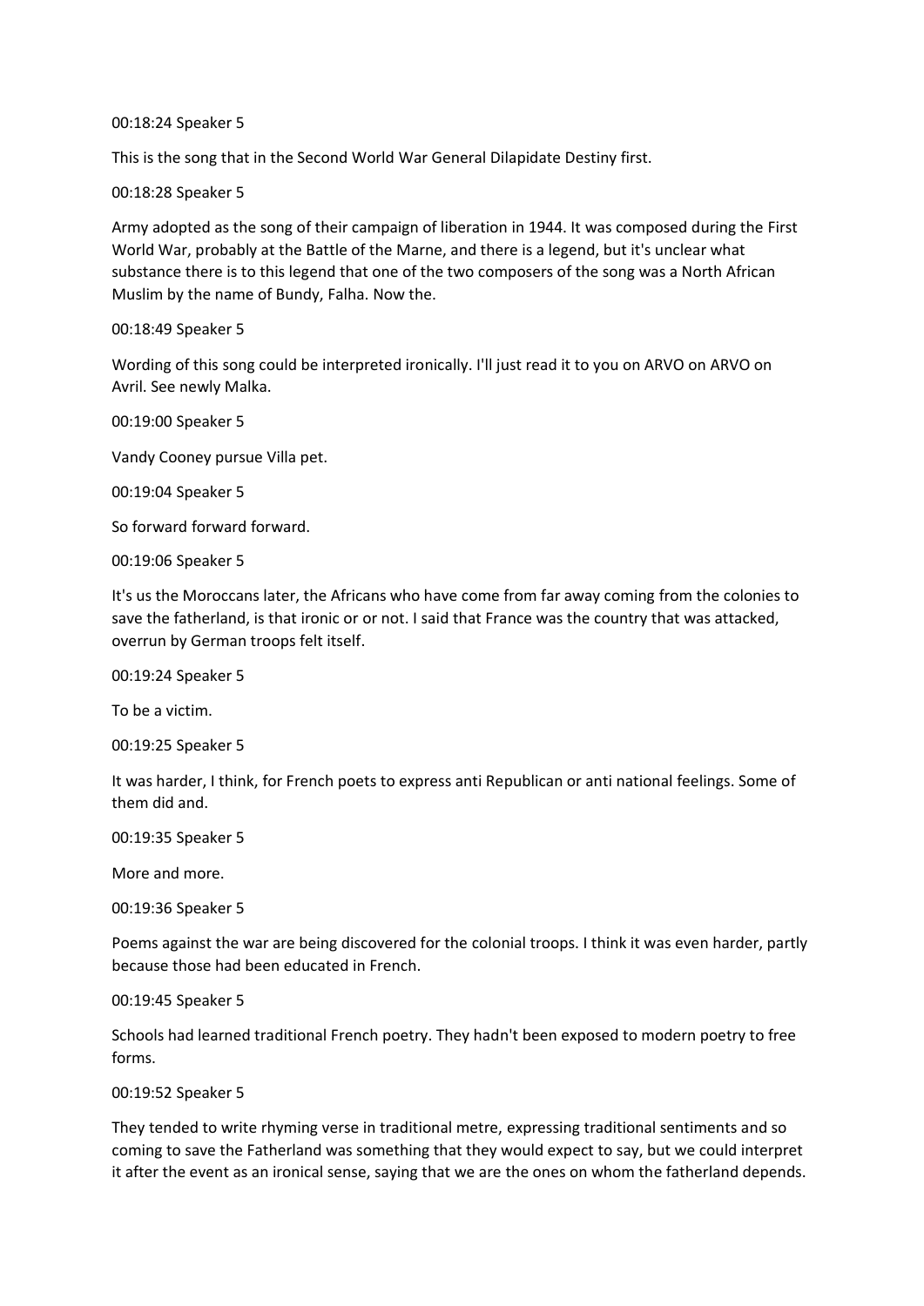00:18:24 Speaker 5

This is the song that in the Second World War General Dilapidate Destiny first.

00:18:28 Speaker 5

Army adopted as the song of their campaign of liberation in 1944. It was composed during the First World War, probably at the Battle of the Marne, and there is a legend, but it's unclear what substance there is to this legend that one of the two composers of the song was a North African Muslim by the name of Bundy, Falha. Now the.

00:18:49 Speaker 5

Wording of this song could be interpreted ironically. I'll just read it to you on ARVO on ARVO on Avril. See newly Malka.

00:19:00 Speaker 5

Vandy Cooney pursue Villa pet.

00:19:04 Speaker 5

So forward forward forward.

00:19:06 Speaker 5

It's us the Moroccans later, the Africans who have come from far away coming from the colonies to save the fatherland, is that ironic or or not. I said that France was the country that was attacked, overrun by German troops felt itself.

00:19:24 Speaker 5

To be a victim.

00:19:25 Speaker 5

It was harder, I think, for French poets to express anti Republican or anti national feelings. Some of them did and.

00:19:35 Speaker 5

More and more.

00:19:36 Speaker 5

Poems against the war are being discovered for the colonial troops. I think it was even harder, partly because those had been educated in French.

00:19:45 Speaker 5

Schools had learned traditional French poetry. They hadn't been exposed to modern poetry to free forms.

00:19:52 Speaker 5

They tended to write rhyming verse in traditional metre, expressing traditional sentiments and so coming to save the Fatherland was something that they would expect to say, but we could interpret it after the event as an ironical sense, saying that we are the ones on whom the fatherland depends.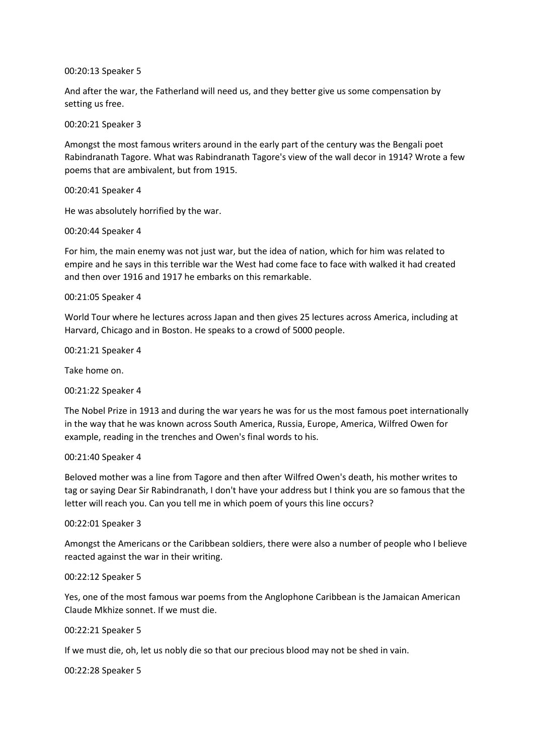00:20:13 Speaker 5

And after the war, the Fatherland will need us, and they better give us some compensation by setting us free.

00:20:21 Speaker 3

Amongst the most famous writers around in the early part of the century was the Bengali poet Rabindranath Tagore. What was Rabindranath Tagore's view of the wall decor in 1914? Wrote a few poems that are ambivalent, but from 1915.

00:20:41 Speaker 4

He was absolutely horrified by the war.

00:20:44 Speaker 4

For him, the main enemy was not just war, but the idea of nation, which for him was related to empire and he says in this terrible war the West had come face to face with walked it had created and then over 1916 and 1917 he embarks on this remarkable.

00:21:05 Speaker 4

World Tour where he lectures across Japan and then gives 25 lectures across America, including at Harvard, Chicago and in Boston. He speaks to a crowd of 5000 people.

00:21:21 Speaker 4

Take home on.

00:21:22 Speaker 4

The Nobel Prize in 1913 and during the war years he was for us the most famous poet internationally in the way that he was known across South America, Russia, Europe, America, Wilfred Owen for example, reading in the trenches and Owen's final words to his.

00:21:40 Speaker 4

Beloved mother was a line from Tagore and then after Wilfred Owen's death, his mother writes to tag or saying Dear Sir Rabindranath, I don't have your address but I think you are so famous that the letter will reach you. Can you tell me in which poem of yours this line occurs?

00:22:01 Speaker 3

Amongst the Americans or the Caribbean soldiers, there were also a number of people who I believe reacted against the war in their writing.

00:22:12 Speaker 5

Yes, one of the most famous war poems from the Anglophone Caribbean is the Jamaican American Claude Mkhize sonnet. If we must die.

00:22:21 Speaker 5

If we must die, oh, let us nobly die so that our precious blood may not be shed in vain.

00:22:28 Speaker 5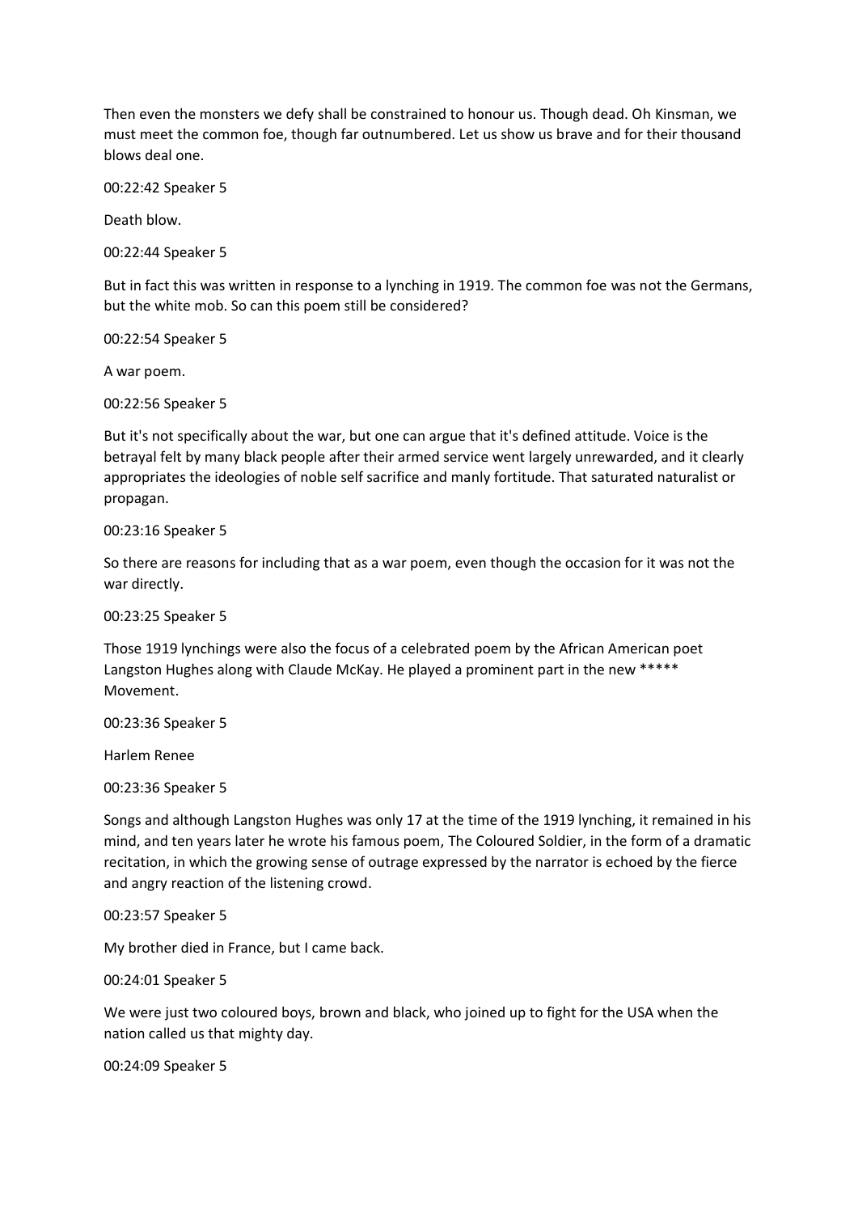Then even the monsters we defy shall be constrained to honour us. Though dead. Oh Kinsman, we must meet the common foe, though far outnumbered. Let us show us brave and for their thousand blows deal one.

00:22:42 Speaker 5

Death blow.

00:22:44 Speaker 5

But in fact this was written in response to a lynching in 1919. The common foe was not the Germans, but the white mob. So can this poem still be considered?

00:22:54 Speaker 5

A war poem.

00:22:56 Speaker 5

But it's not specifically about the war, but one can argue that it's defined attitude. Voice is the betrayal felt by many black people after their armed service went largely unrewarded, and it clearly appropriates the ideologies of noble self sacrifice and manly fortitude. That saturated naturalist or propagan.

00:23:16 Speaker 5

So there are reasons for including that as a war poem, even though the occasion for it was not the war directly.

00:23:25 Speaker 5

Those 1919 lynchings were also the focus of a celebrated poem by the African American poet Langston Hughes along with Claude McKay. He played a prominent part in the new ***** Movement.

00:23:36 Speaker 5

Harlem Renee

00:23:36 Speaker 5

Songs and although Langston Hughes was only 17 at the time of the 1919 lynching, it remained in his mind, and ten years later he wrote his famous poem, The Coloured Soldier, in the form of a dramatic recitation, in which the growing sense of outrage expressed by the narrator is echoed by the fierce and angry reaction of the listening crowd.

00:23:57 Speaker 5

My brother died in France, but I came back.

00:24:01 Speaker 5

We were just two coloured boys, brown and black, who joined up to fight for the USA when the nation called us that mighty day.

00:24:09 Speaker 5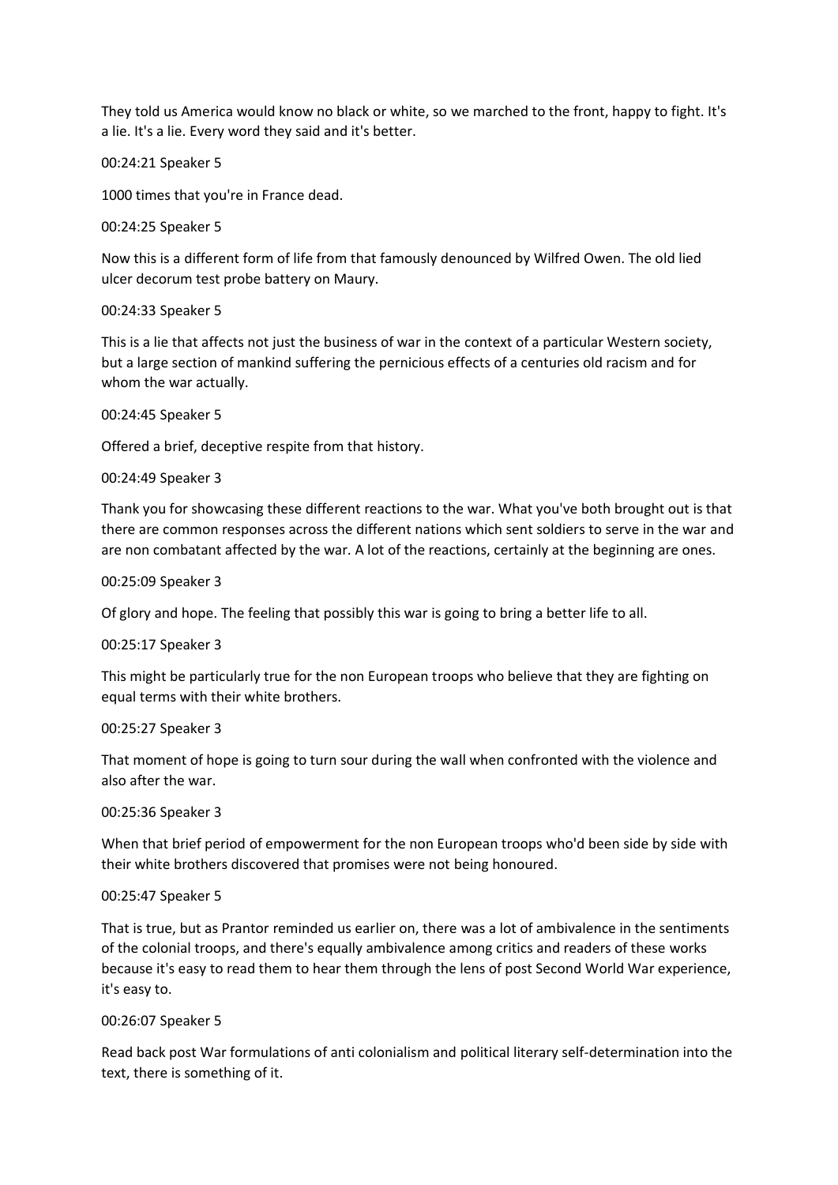They told us America would know no black or white, so we marched to the front, happy to fight. It's a lie. It's a lie. Every word they said and it's better.

00:24:21 Speaker 5

1000 times that you're in France dead.

00:24:25 Speaker 5

Now this is a different form of life from that famously denounced by Wilfred Owen. The old lied ulcer decorum test probe battery on Maury.

00:24:33 Speaker 5

This is a lie that affects not just the business of war in the context of a particular Western society, but a large section of mankind suffering the pernicious effects of a centuries old racism and for whom the war actually.

00:24:45 Speaker 5

Offered a brief, deceptive respite from that history.

00:24:49 Speaker 3

Thank you for showcasing these different reactions to the war. What you've both brought out is that there are common responses across the different nations which sent soldiers to serve in the war and are non combatant affected by the war. A lot of the reactions, certainly at the beginning are ones.

00:25:09 Speaker 3

Of glory and hope. The feeling that possibly this war is going to bring a better life to all.

00:25:17 Speaker 3

This might be particularly true for the non European troops who believe that they are fighting on equal terms with their white brothers.

00:25:27 Speaker 3

That moment of hope is going to turn sour during the wall when confronted with the violence and also after the war.

00:25:36 Speaker 3

When that brief period of empowerment for the non European troops who'd been side by side with their white brothers discovered that promises were not being honoured.

00:25:47 Speaker 5

That is true, but as Prantor reminded us earlier on, there was a lot of ambivalence in the sentiments of the colonial troops, and there's equally ambivalence among critics and readers of these works because it's easy to read them to hear them through the lens of post Second World War experience, it's easy to.

00:26:07 Speaker 5

Read back post War formulations of anti colonialism and political literary self-determination into the text, there is something of it.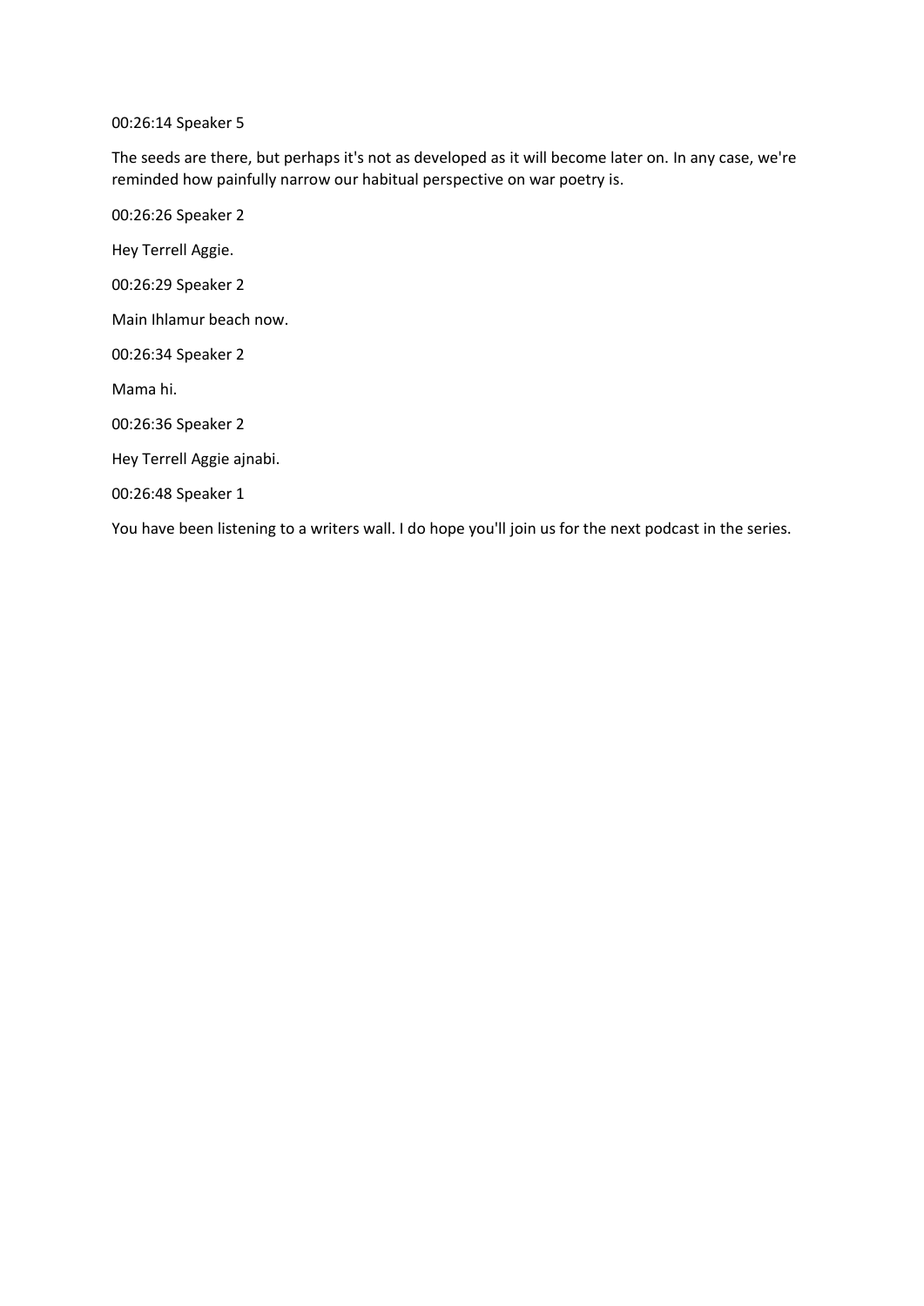00:26:14 Speaker 5

The seeds are there, but perhaps it's not as developed as it will become later on. In any case, we're reminded how painfully narrow our habitual perspective on war poetry is.

00:26:26 Speaker 2

Hey Terrell Aggie.

00:26:29 Speaker 2

Main Ihlamur beach now.

00:26:34 Speaker 2

Mama hi.

00:26:36 Speaker 2

Hey Terrell Aggie ajnabi.

00:26:48 Speaker 1

You have been listening to a writers wall. I do hope you'll join us for the next podcast in the series.